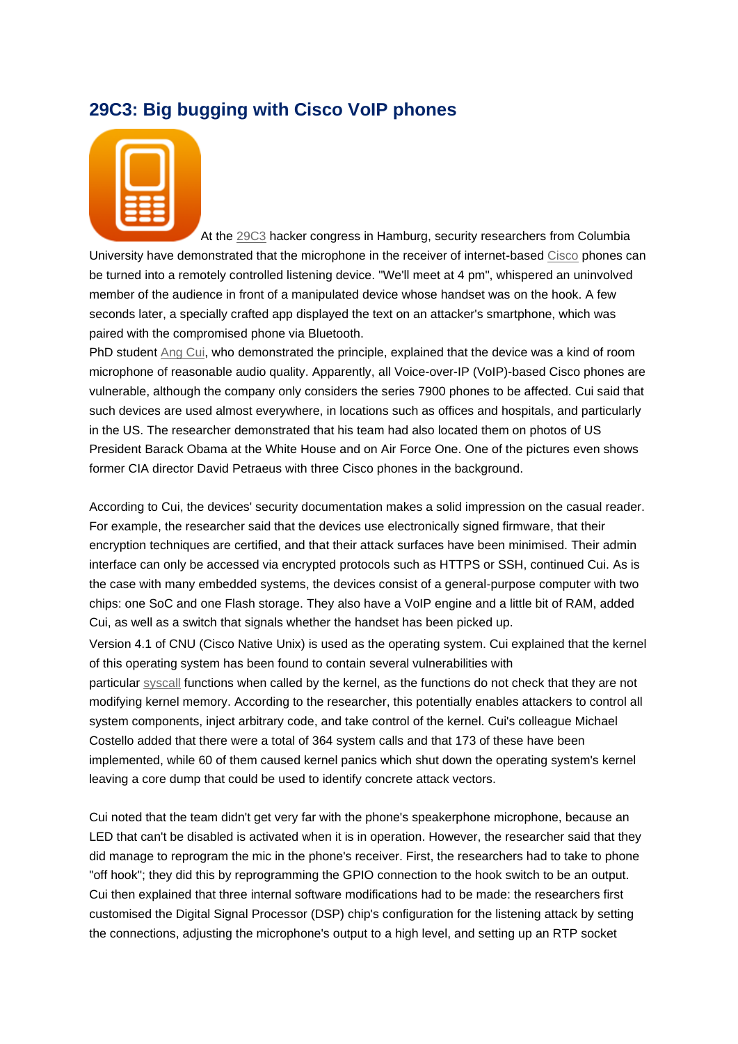# 29C3: Big bugging with Cisco VoIP phones

At the 29C3 hacker congress in Hamburg, security researchers from Columbia University have demonstrated that the microphone in the receiver of internet-based Cisco phones can be turned into a remotely controlled listening device. "We'll meet at 4 pm", whispered an uninvolved member of the audience in front of a manipulated device whose handset was on the hook. A few seconds later, a specially crafted app displayed the text on an attacker's smartphone, which was paired with the compromised phone via Bluetooth.

PhD student Ang Cui, who demonstrated the principle, explained that the device was a kind of room microphone of reasonable audio quality. Apparently, all Voice-over-IP (VoIP)-based Cisco phones are vulnerable, although the company only considers the series 7900 phones to be affected. Cui said that such devices are used almost everywhere, in locations such as offices and hospitals, and particularly in the US. The researcher demonstrated that his team had also located them on photos of US President Barack Obama at the White House and on Air Force One. One of the pictures even shows former CIA director David Petraeus with three Cisco phones in the background.

According to Cui, the devices' security documentation makes a solid impression on the casual reader. For example, the researcher said that the devices use electronically signed firmware, that their encryption techniques are certified, and that their attack surfaces have been minimised. Their admin interface can only be accessed via encrypted protocols such as HTTPS or SSH, continued Cui. As is the case with many embedded systems, the devices consist of a general-purpose computer with two chips: one SoC and one Flash storage. They also have a VoIP engine and a little bit of RAM, added Cui, as well as a switch that signals whether the handset has been picked up.

Version 4.1 of CNU (Cisco Native Unix) is used as the operating system. Cui explained that the kernel of this operating system has been found to contain several vulnerabilities with particular syscall functions when called by the kernel, as the functions do not check that they are not modifying kernel memory. According to the researcher, this potentially enables attackers to control all system components, inject arbitrary code, and take control of the kernel. Cui's colleague Michael Costello added that there were a total of 364 system calls and that 173 of these have been implemented, while 60 of them caused kernel panics which shut down the operating system's kernel leaving a core dump that could be used to identify concrete attack vectors.

Cui noted that the team didn't get very far with the phone's speakerphone microphone, because an LED that can't be disabled is activated when it is in operation. However, the researcher said that they did manage to reprogram the mic in the phone's receiver. First, the researchers had to take to phone "off hook"; they did this by reprogramming the GPIO connection to the hook switch to be an output. Cui then explained that three internal software modifications had to be made: the researchers first customised the Digital Signal Processor (DSP) chip's configuration for the listening attack by setting the connections, adjusting the microphone's output to a high level, and setting up an RTP socket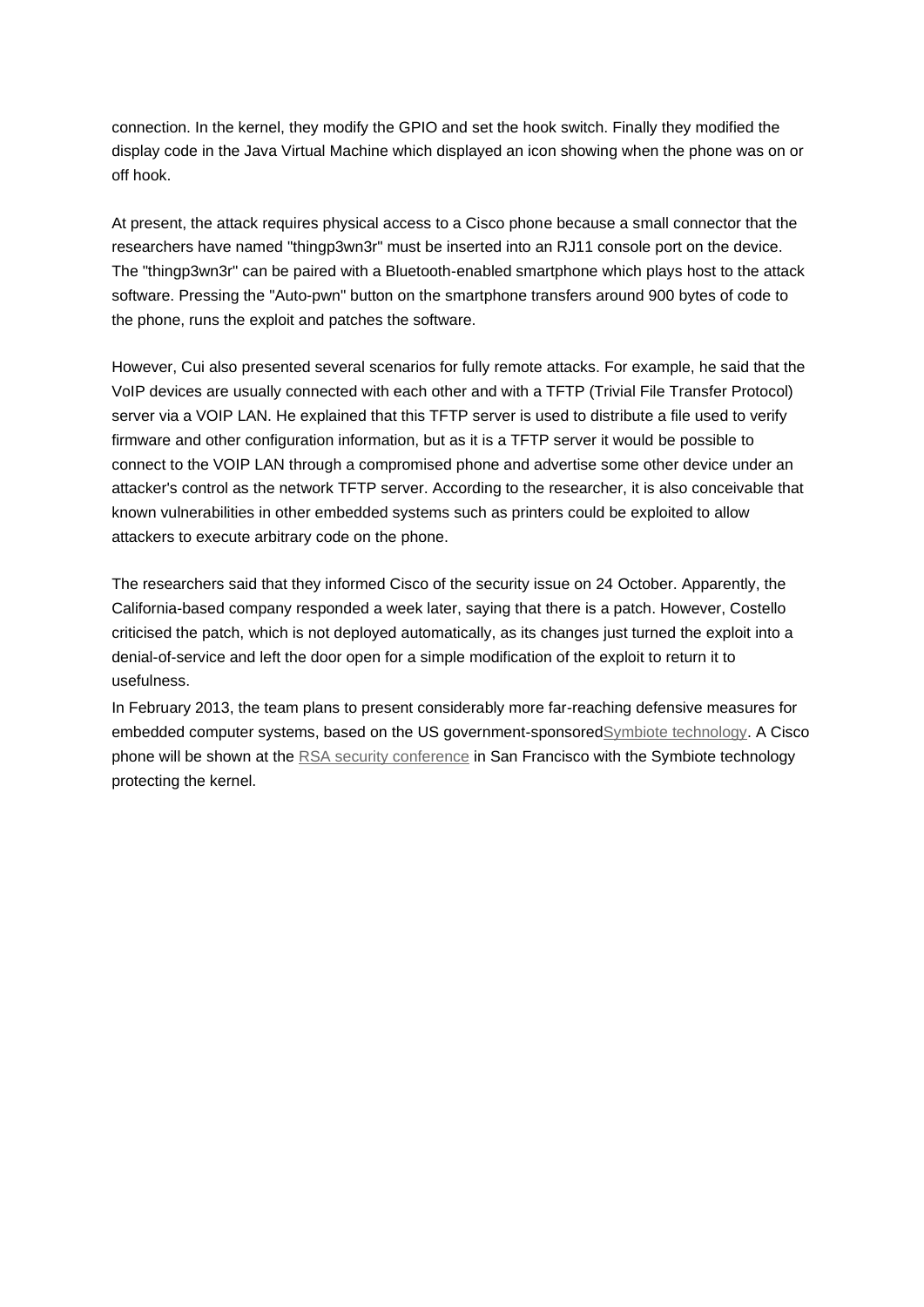connection. In the kernel, they modify the GPIO and set the hook switch. Finally they modified the display code in the Java Virtual Machine which displayed an icon showing when the phone was on or off hook.

At present, the attack requires physical access to a Cisco phone because a small connector that the researchers have named "thingp3wn3r" must be inserted into an RJ11 console port on the device. The "thingp3wn3r" can be paired with a Bluetooth-enabled smartphone which plays host to the attack software. Pressing the "Auto-pwn" button on the smartphone transfers around 900 bytes of code to the phone, runs the exploit and patches the software.

However, Cui also presented several scenarios for fully remote attacks. For example, he said that the VoIP devices are usually connected with each other and with a TFTP (Trivial File Transfer Protocol) server via a VOIP LAN. He explained that this TFTP server is used to distribute a file used to verify firmware and other configuration information, but as it is a TFTP server it would be possible to connect to the VOIP LAN through a compromised phone and advertise some other device under an attacker's control as the network TFTP server. According to the researcher, it is also conceivable that known vulnerabilities in other embedded systems such as printers could be exploited to allow attackers to execute arbitrary code on the phone.

The researchers said that they informed Cisco of the security issue on 24 October. Apparently, the California-based company responded a week later, saying that there is a patch. However, Costello criticised the patch, which is not deployed automatically, as its changes just turned the exploit into a denial-of-service and left the door open for a simple modification of the exploit to return it to usefulness.

In February 2013, the team plans to present considerably more far-reaching defensive measures for embedded computer systems, based on the US government-sponsoredSymbiote technology. A Cisco phone will be shown at the RSA security conference in San Francisco with the Symbiote technology protecting the kernel.